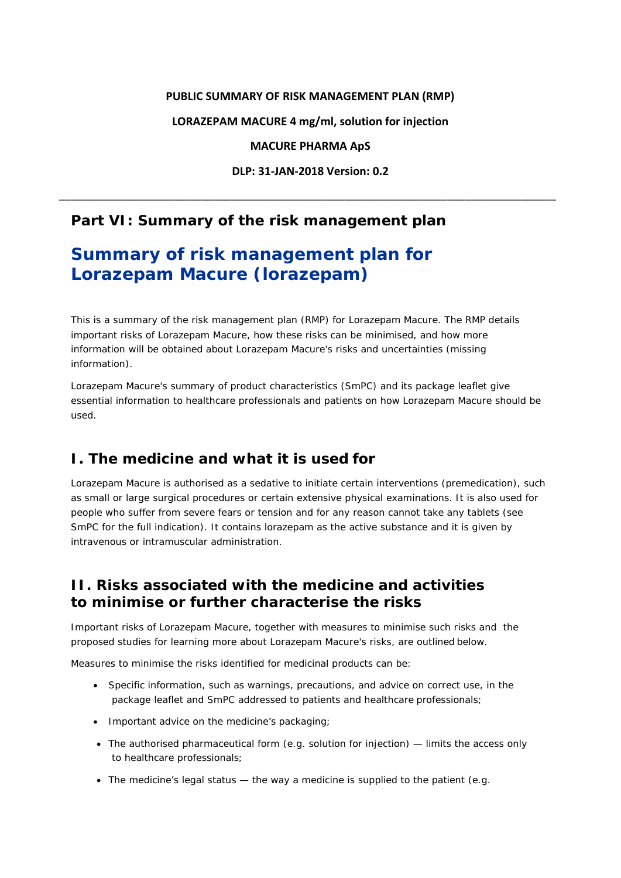**PUBLIC SUMMARY OF RISK MANAGEMENT PLAN (RMP)**

**LORAZEPAM MACURE 4 mg/ml, solution for injection**

**MACURE PHARMA ApS**

**DLP: 31-JAN-2018 Version: 0.2**

---

# Part VI: Summary of the risk management plan

## Summary of risk management plan for Lorazepam Macure (lorazepam)

This is a summary of the risk management plan (RMP) for Lorazepam Macure. The RMP details important risks of Lorazepam Macure, how these risks can be minimised, and how more information will be obtained about Lorazepam Macure's risks and uncertainties (missing information).

Lorazepam Macure's summary of product characteristics (SmPC) and its package leaflet give essential information to healthcare professionals and patients on how Lorazepam Macure should be used.

## I. The medicine and what it is used for

Lorazepam Macure is authorised as a sedative to initiate certain interventions (premedication), such as small or large surgical procedures or certain extensive physical examinations. It is also used for people who suffer from severe fears or tension and for any reason cannot take any tablets (see SmPC for the full indication). It contains lorazepam as the active substance and it is given by intravenous or intramuscular administration.

## II. Risks associated with the medicine and activities to minimise or further characterise the risks

Important risks of Lorazepam Macure, together with measures to minimise such risks and the proposed studies for learning more about Lorazepam Macure's risks, are outlined below.

Measures to minimise the risks identified for medicinal products can be:

- Specific information, such as warnings, precautions, and advice on correct use, in the package leaflet and SmPC addressed to patients and healthcare professionals;
- Important advice on the medicine's packaging;
- The authorised pharmaceutical form (e.g. solution for injection) — limits the access only to healthcare professionals;
- The medicine's legal status — the way a medicine is supplied to the patient (e.g.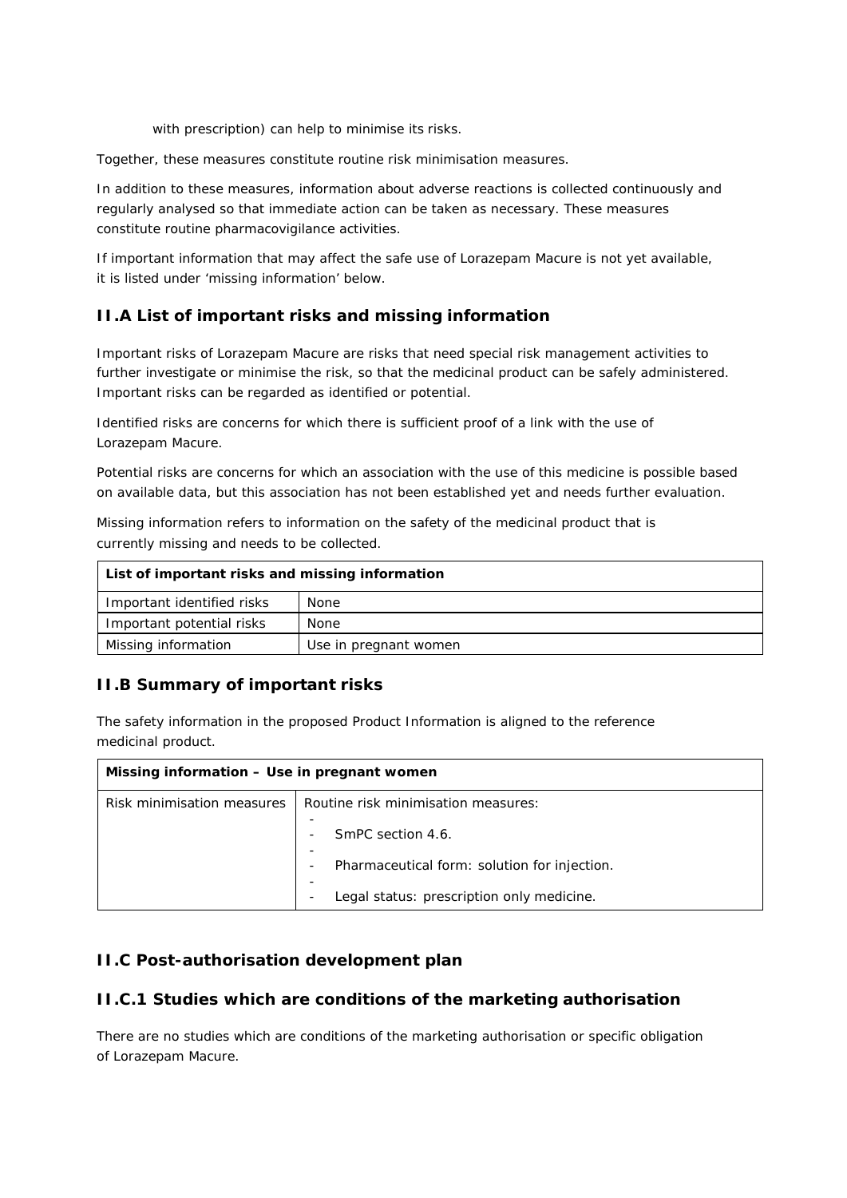with prescription) can help to minimise its risks.

Together, these measures constitute routine risk minimisation measures.

In addition to these measures, information about adverse reactions is collected continuously and regularly analysed so that immediate action can be taken as necessary. These measures constitute routine pharmacovigilance activities.

If important information that may affect the safe use of Lorazepam Macure is not yet available, it is listed under 'missing information' below.

## II.A List of important risks and missing information

Important risks of Lorazepam Macure are risks that need special risk management activities to further investigate or minimise the risk, so that the medicinal product can be safely administered. Important risks can be regarded as identified or potential.

Identified risks are concerns for which there is sufficient proof of a link with the use of Lorazepam Macure.

Potential risks are concerns for which an association with the use of this medicine is possible based on available data, but this association has not been established yet and needs further evaluation.

Missing information refers to information on the safety of the medicinal product that is currently missing and needs to be collected.

| **List of important risks and missing information** | |
|---|---|
| Important identified risks | None |
| Important potential risks | None |
| Missing information | Use in pregnant women |

## II.B Summary of important risks

The safety information in the proposed Product Information is aligned to the reference medicinal product.

| **Missing information – Use in pregnant women** | |
|---|---|
| Risk minimisation measures | Routine risk minimisation measures:<br>- SmPC section 4.6.<br>- Pharmaceutical form: solution for injection.<br>- Legal status: prescription only medicine. |

## II.C Post-authorisation development plan

## II.C.1 Studies which are conditions of the marketing authorisation

There are no studies which are conditions of the marketing authorisation or specific obligation of Lorazepam Macure.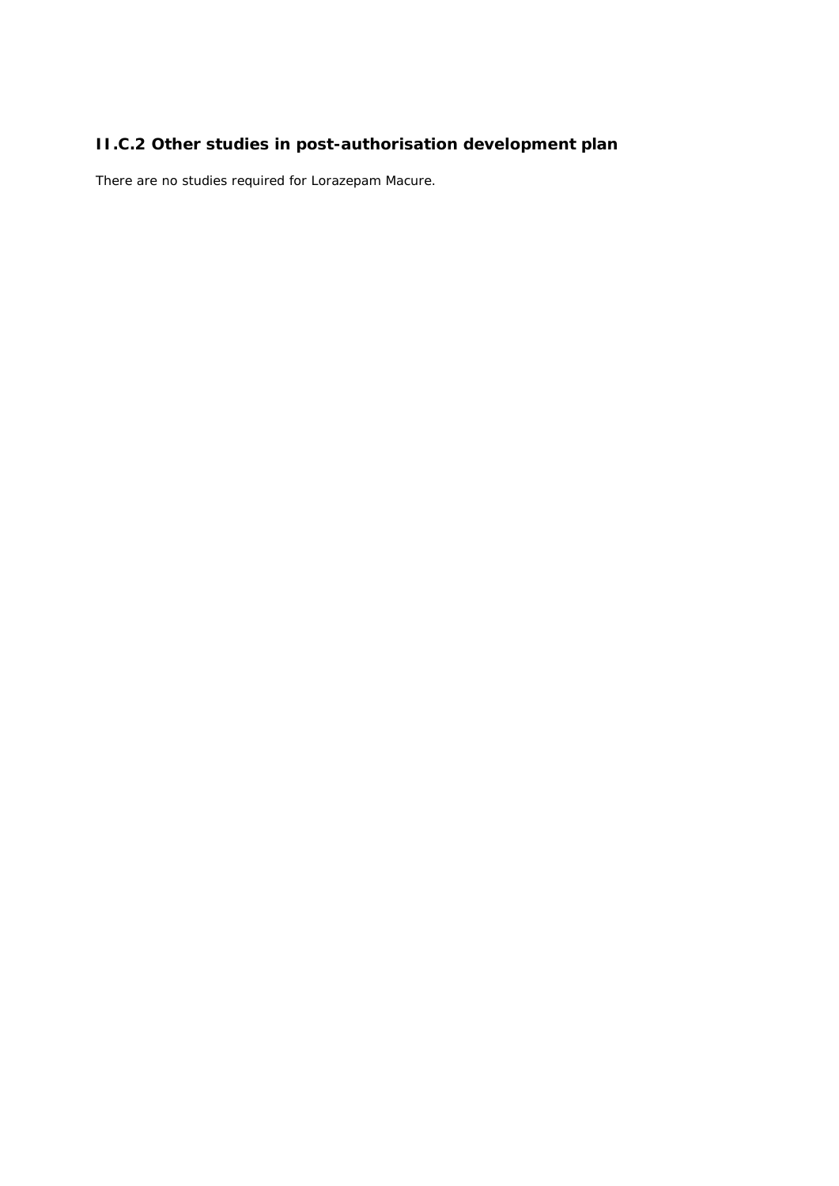## II.C.2 Other studies in post-authorisation development plan

There are no studies required for Lorazepam Macure.